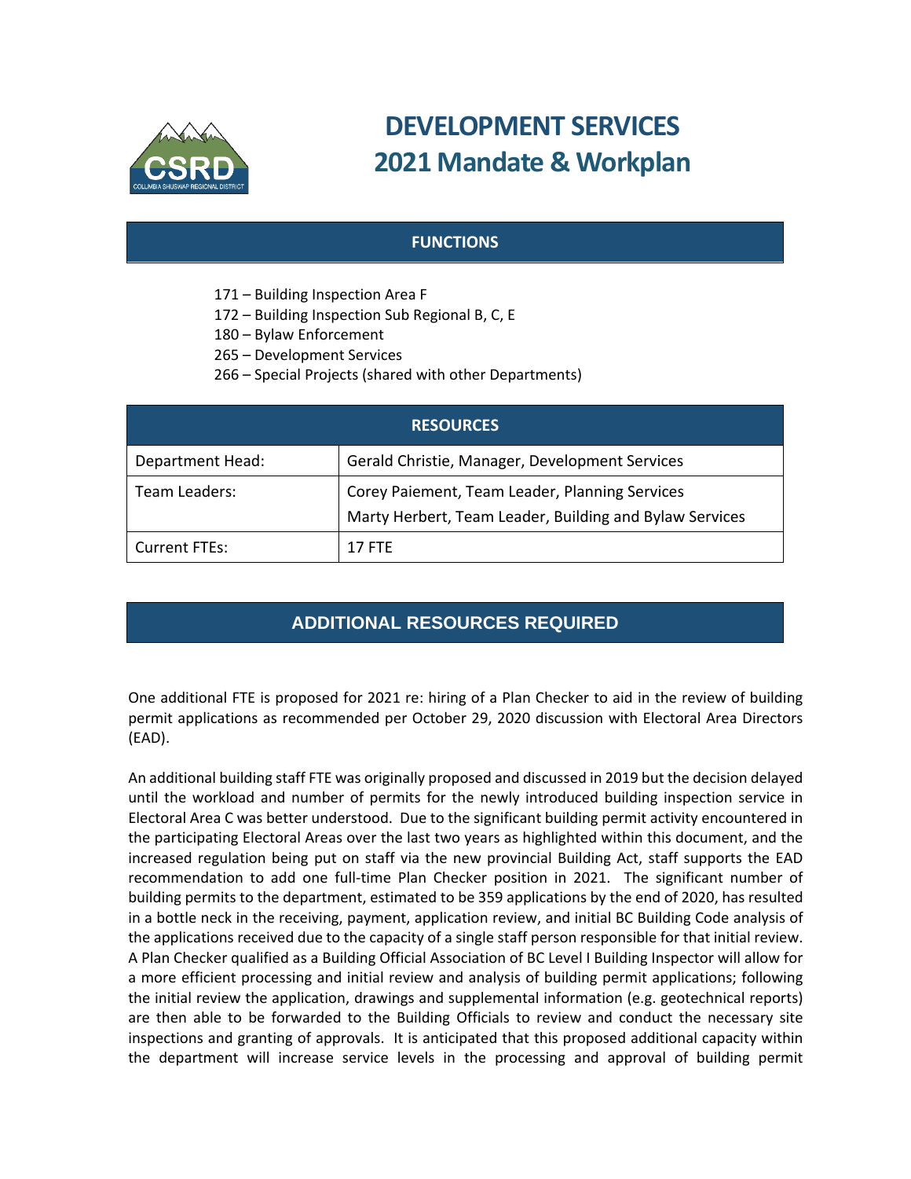# DEVELOPMENT SERVICES
# 2021 Mandate & Workplan

## FUNCTIONS

- 171 – Building Inspection Area F
- 172 – Building Inspection Sub Regional B, C, E
- 180 – Bylaw Enforcement
- 265 – Development Services
- 266 – Special Projects (shared with other Departments)

| RESOURCES | |
|---|---|
| Department Head: | Gerald Christie, Manager, Development Services |
| Team Leaders: | Corey Paiement, Team Leader, Planning Services<br>Marty Herbert, Team Leader, Building and Bylaw Services |
| Current FTEs: | 17 FTE |

## ADDITIONAL RESOURCES REQUIRED

One additional FTE is proposed for 2021 re: hiring of a Plan Checker to aid in the review of building permit applications as recommended per October 29, 2020 discussion with Electoral Area Directors (EAD).

An additional building staff FTE was originally proposed and discussed in 2019 but the decision delayed until the workload and number of permits for the newly introduced building inspection service in Electoral Area C was better understood. Due to the significant building permit activity encountered in the participating Electoral Areas over the last two years as highlighted within this document, and the increased regulation being put on staff via the new provincial Building Act, staff supports the EAD recommendation to add one full-time Plan Checker position in 2021. The significant number of building permits to the department, estimated to be 359 applications by the end of 2020, has resulted in a bottle neck in the receiving, payment, application review, and initial BC Building Code analysis of the applications received due to the capacity of a single staff person responsible for that initial review. A Plan Checker qualified as a Building Official Association of BC Level I Building Inspector will allow for a more efficient processing and initial review and analysis of building permit applications; following the initial review the application, drawings and supplemental information (e.g. geotechnical reports) are then able to be forwarded to the Building Officials to review and conduct the necessary site inspections and granting of approvals. It is anticipated that this proposed additional capacity within the department will increase service levels in the processing and approval of building permit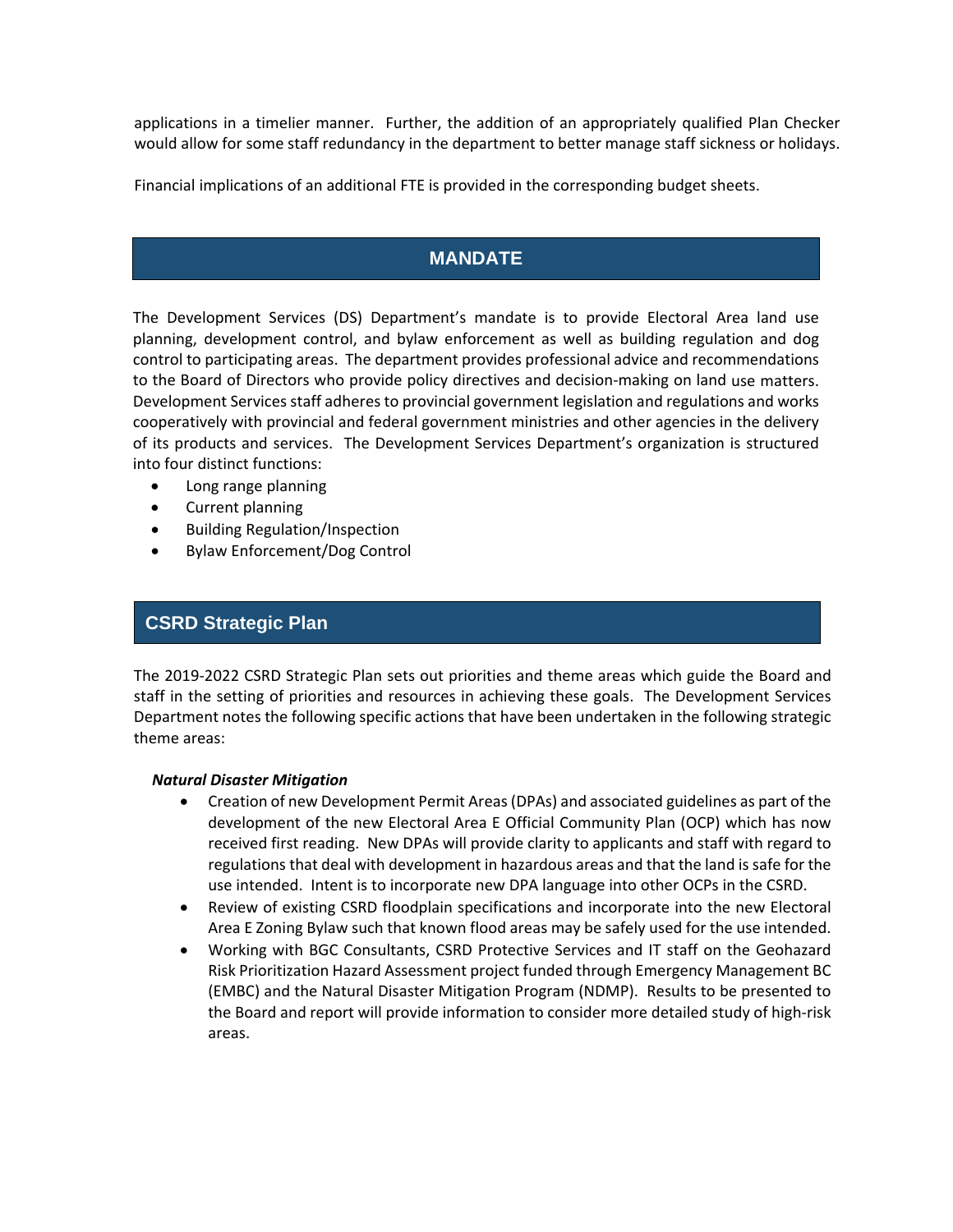applications in a timelier manner. Further, the addition of an appropriately qualified Plan Checker would allow for some staff redundancy in the department to better manage staff sickness or holidays.

Financial implications of an additional FTE is provided in the corresponding budget sheets.

## MANDATE

The Development Services (DS) Department's mandate is to provide Electoral Area land use planning, development control, and bylaw enforcement as well as building regulation and dog control to participating areas. The department provides professional advice and recommendations to the Board of Directors who provide policy directives and decision-making on land use matters. Development Services staff adheres to provincial government legislation and regulations and works cooperatively with provincial and federal government ministries and other agencies in the delivery of its products and services. The Development Services Department's organization is structured into four distinct functions:

- Long range planning
- Current planning
- Building Regulation/Inspection
- Bylaw Enforcement/Dog Control

## CSRD Strategic Plan

The 2019-2022 CSRD Strategic Plan sets out priorities and theme areas which guide the Board and staff in the setting of priorities and resources in achieving these goals. The Development Services Department notes the following specific actions that have been undertaken in the following strategic theme areas:

***Natural Disaster Mitigation***

- Creation of new Development Permit Areas (DPAs) and associated guidelines as part of the development of the new Electoral Area E Official Community Plan (OCP) which has now received first reading. New DPAs will provide clarity to applicants and staff with regard to regulations that deal with development in hazardous areas and that the land is safe for the use intended. Intent is to incorporate new DPA language into other OCPs in the CSRD.
- Review of existing CSRD floodplain specifications and incorporate into the new Electoral Area E Zoning Bylaw such that known flood areas may be safely used for the use intended.
- Working with BGC Consultants, CSRD Protective Services and IT staff on the Geohazard Risk Prioritization Hazard Assessment project funded through Emergency Management BC (EMBC) and the Natural Disaster Mitigation Program (NDMP). Results to be presented to the Board and report will provide information to consider more detailed study of high-risk areas.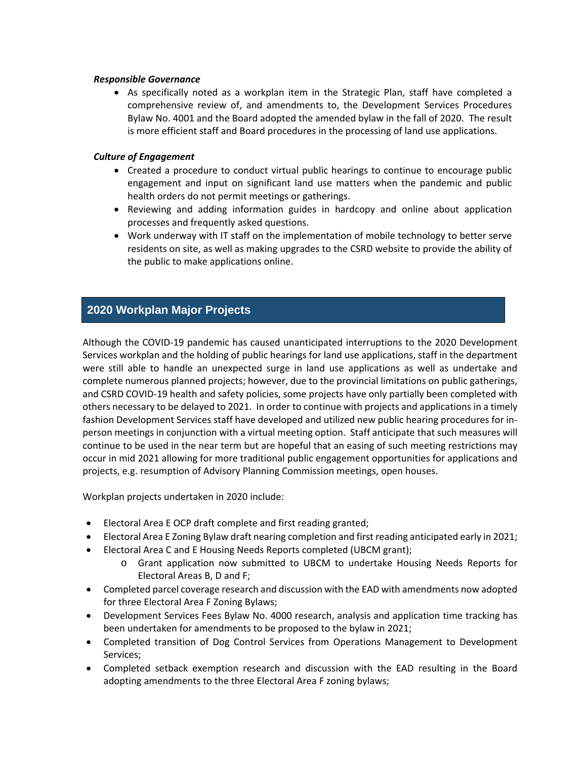***Responsible Governance***

- As specifically noted as a workplan item in the Strategic Plan, staff have completed a comprehensive review of, and amendments to, the Development Services Procedures Bylaw No. 4001 and the Board adopted the amended bylaw in the fall of 2020. The result is more efficient staff and Board procedures in the processing of land use applications.

***Culture of Engagement***

- Created a procedure to conduct virtual public hearings to continue to encourage public engagement and input on significant land use matters when the pandemic and public health orders do not permit meetings or gatherings.
- Reviewing and adding information guides in hardcopy and online about application processes and frequently asked questions.
- Work underway with IT staff on the implementation of mobile technology to better serve residents on site, as well as making upgrades to the CSRD website to provide the ability of the public to make applications online.

## 2020 Workplan Major Projects

Although the COVID-19 pandemic has caused unanticipated interruptions to the 2020 Development Services workplan and the holding of public hearings for land use applications, staff in the department were still able to handle an unexpected surge in land use applications as well as undertake and complete numerous planned projects; however, due to the provincial limitations on public gatherings, and CSRD COVID-19 health and safety policies, some projects have only partially been completed with others necessary to be delayed to 2021. In order to continue with projects and applications in a timely fashion Development Services staff have developed and utilized new public hearing procedures for in-person meetings in conjunction with a virtual meeting option. Staff anticipate that such measures will continue to be used in the near term but are hopeful that an easing of such meeting restrictions may occur in mid 2021 allowing for more traditional public engagement opportunities for applications and projects, e.g. resumption of Advisory Planning Commission meetings, open houses.

Workplan projects undertaken in 2020 include:

- Electoral Area E OCP draft complete and first reading granted;
- Electoral Area E Zoning Bylaw draft nearing completion and first reading anticipated early in 2021;
- Electoral Area C and E Housing Needs Reports completed (UBCM grant);
    - Grant application now submitted to UBCM to undertake Housing Needs Reports for Electoral Areas B, D and F;
- Completed parcel coverage research and discussion with the EAD with amendments now adopted for three Electoral Area F Zoning Bylaws;
- Development Services Fees Bylaw No. 4000 research, analysis and application time tracking has been undertaken for amendments to be proposed to the bylaw in 2021;
- Completed transition of Dog Control Services from Operations Management to Development Services;
- Completed setback exemption research and discussion with the EAD resulting in the Board adopting amendments to the three Electoral Area F zoning bylaws;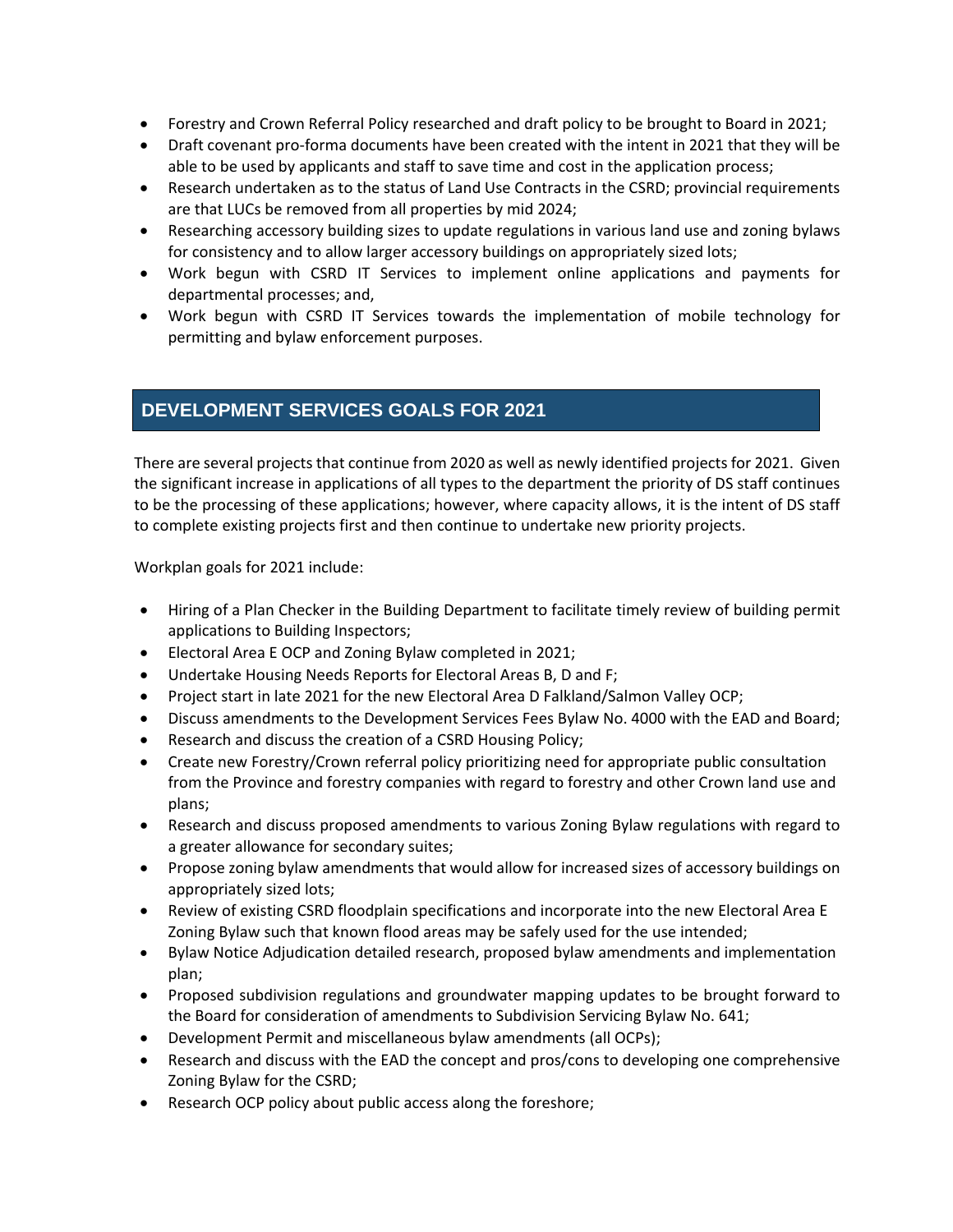- Forestry and Crown Referral Policy researched and draft policy to be brought to Board in 2021;
- Draft covenant pro-forma documents have been created with the intent in 2021 that they will be able to be used by applicants and staff to save time and cost in the application process;
- Research undertaken as to the status of Land Use Contracts in the CSRD; provincial requirements are that LUCs be removed from all properties by mid 2024;
- Researching accessory building sizes to update regulations in various land use and zoning bylaws for consistency and to allow larger accessory buildings on appropriately sized lots;
- Work begun with CSRD IT Services to implement online applications and payments for departmental processes; and,
- Work begun with CSRD IT Services towards the implementation of mobile technology for permitting and bylaw enforcement purposes.

## DEVELOPMENT SERVICES GOALS FOR 2021

There are several projects that continue from 2020 as well as newly identified projects for 2021. Given the significant increase in applications of all types to the department the priority of DS staff continues to be the processing of these applications; however, where capacity allows, it is the intent of DS staff to complete existing projects first and then continue to undertake new priority projects.

Workplan goals for 2021 include:

- Hiring of a Plan Checker in the Building Department to facilitate timely review of building permit applications to Building Inspectors;
- Electoral Area E OCP and Zoning Bylaw completed in 2021;
- Undertake Housing Needs Reports for Electoral Areas B, D and F;
- Project start in late 2021 for the new Electoral Area D Falkland/Salmon Valley OCP;
- Discuss amendments to the Development Services Fees Bylaw No. 4000 with the EAD and Board;
- Research and discuss the creation of a CSRD Housing Policy;
- Create new Forestry/Crown referral policy prioritizing need for appropriate public consultation from the Province and forestry companies with regard to forestry and other Crown land use and plans;
- Research and discuss proposed amendments to various Zoning Bylaw regulations with regard to a greater allowance for secondary suites;
- Propose zoning bylaw amendments that would allow for increased sizes of accessory buildings on appropriately sized lots;
- Review of existing CSRD floodplain specifications and incorporate into the new Electoral Area E Zoning Bylaw such that known flood areas may be safely used for the use intended;
- Bylaw Notice Adjudication detailed research, proposed bylaw amendments and implementation plan;
- Proposed subdivision regulations and groundwater mapping updates to be brought forward to the Board for consideration of amendments to Subdivision Servicing Bylaw No. 641;
- Development Permit and miscellaneous bylaw amendments (all OCPs);
- Research and discuss with the EAD the concept and pros/cons to developing one comprehensive Zoning Bylaw for the CSRD;
- Research OCP policy about public access along the foreshore;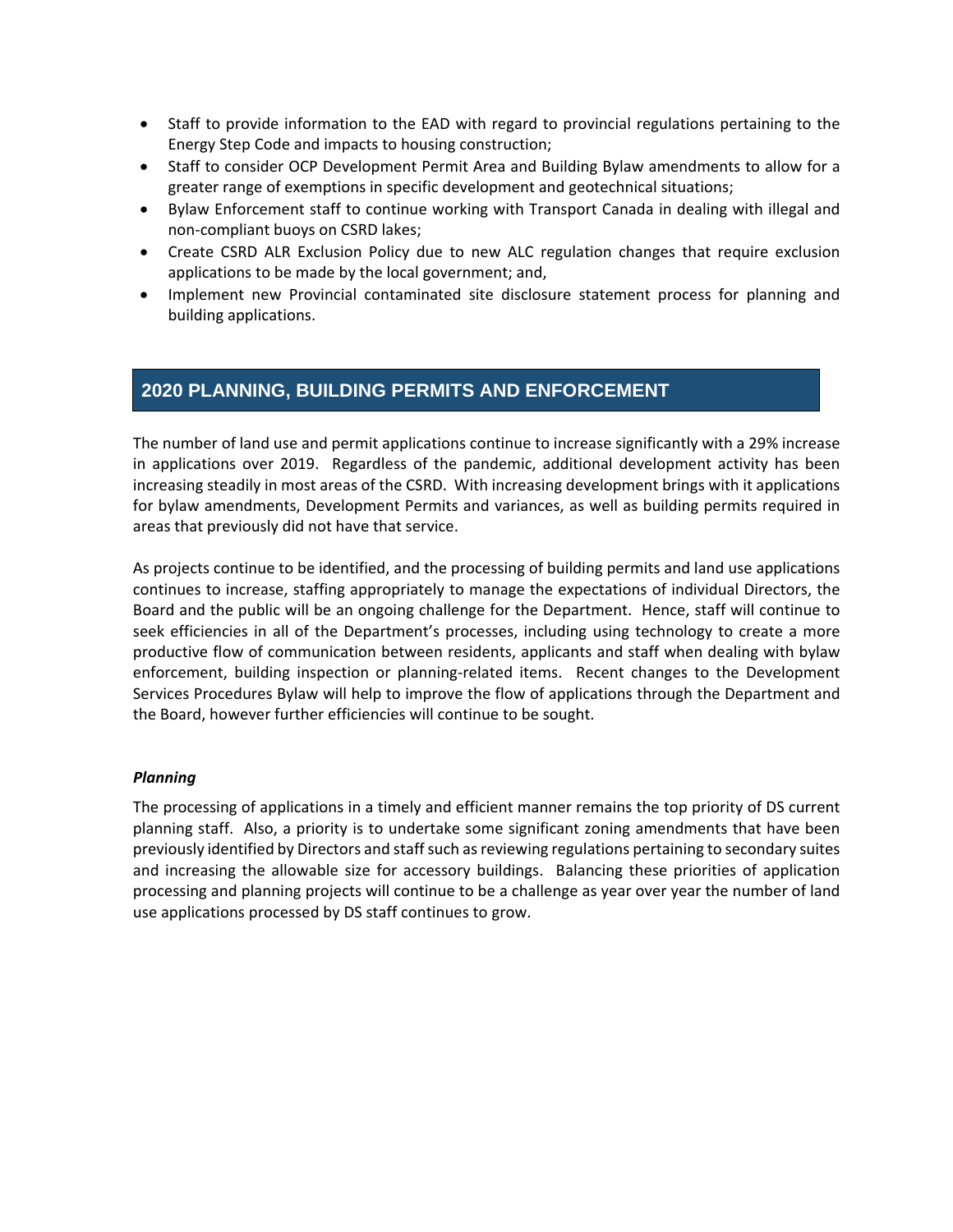- Staff to provide information to the EAD with regard to provincial regulations pertaining to the Energy Step Code and impacts to housing construction;
- Staff to consider OCP Development Permit Area and Building Bylaw amendments to allow for a greater range of exemptions in specific development and geotechnical situations;
- Bylaw Enforcement staff to continue working with Transport Canada in dealing with illegal and non-compliant buoys on CSRD lakes;
- Create CSRD ALR Exclusion Policy due to new ALC regulation changes that require exclusion applications to be made by the local government; and,
- Implement new Provincial contaminated site disclosure statement process for planning and building applications.

## 2020 PLANNING, BUILDING PERMITS AND ENFORCEMENT

The number of land use and permit applications continue to increase significantly with a 29% increase in applications over 2019. Regardless of the pandemic, additional development activity has been increasing steadily in most areas of the CSRD. With increasing development brings with it applications for bylaw amendments, Development Permits and variances, as well as building permits required in areas that previously did not have that service.

As projects continue to be identified, and the processing of building permits and land use applications continues to increase, staffing appropriately to manage the expectations of individual Directors, the Board and the public will be an ongoing challenge for the Department. Hence, staff will continue to seek efficiencies in all of the Department's processes, including using technology to create a more productive flow of communication between residents, applicants and staff when dealing with bylaw enforcement, building inspection or planning-related items. Recent changes to the Development Services Procedures Bylaw will help to improve the flow of applications through the Department and the Board, however further efficiencies will continue to be sought.

### *Planning*

The processing of applications in a timely and efficient manner remains the top priority of DS current planning staff. Also, a priority is to undertake some significant zoning amendments that have been previously identified by Directors and staff such as reviewing regulations pertaining to secondary suites and increasing the allowable size for accessory buildings. Balancing these priorities of application processing and planning projects will continue to be a challenge as year over year the number of land use applications processed by DS staff continues to grow.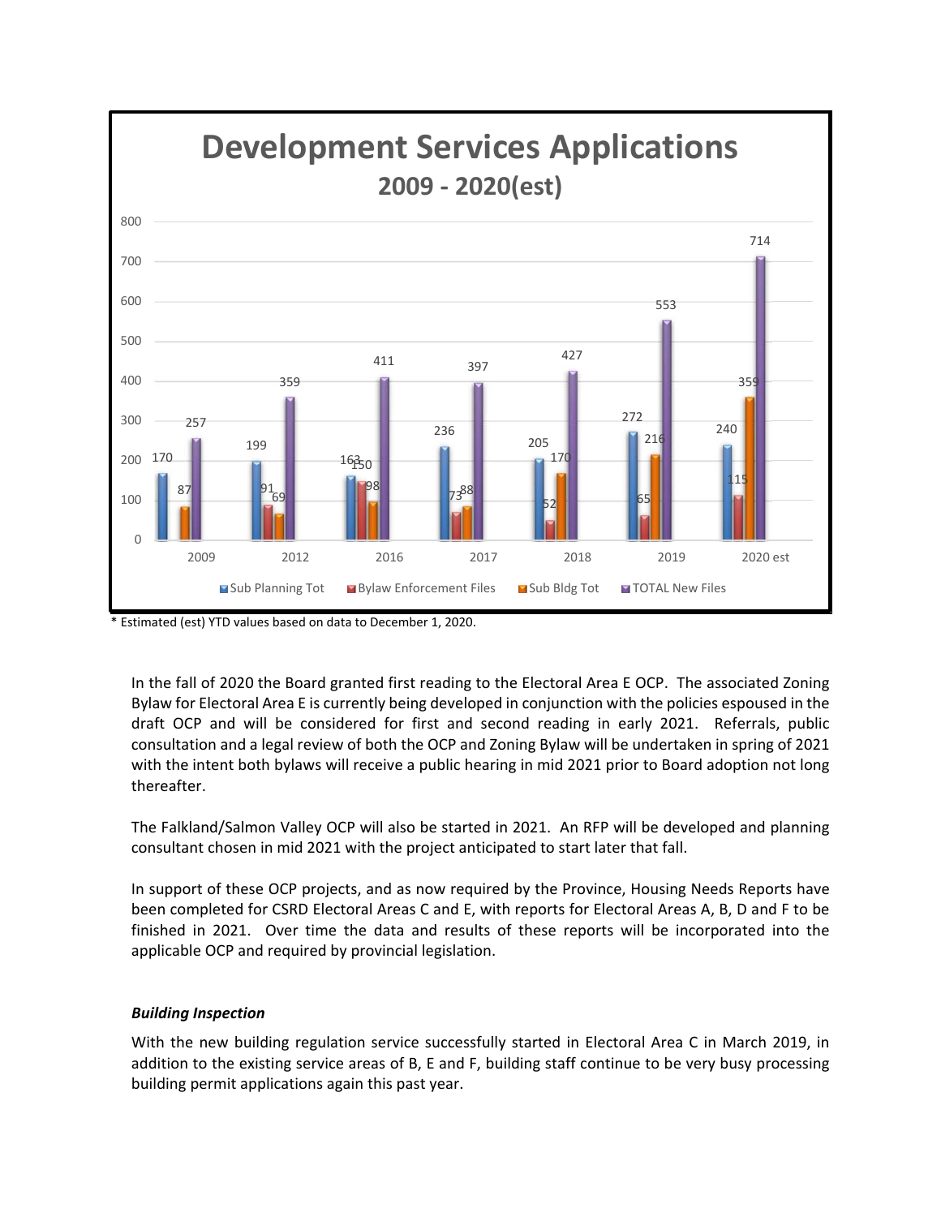**Development Services Applications**

**2009 - 2020(est)**

| Year | Sub Planning Tot | Bylaw Enforcement Files | Sub Bldg Tot | TOTAL New Files |
|---|---|---|---|---|
| 2009 | 170 | | 87 | 257 |
| 2012 | 199 | 91 | 69 | 359 |
| 2016 | 163 | 150 | 98 | 411 |
| 2017 | 236 | 73 | 88 | 397 |
| 2018 | 205 | 52 | 170 | 427 |
| 2019 | 272 | 65 | 216 | 553 |
| 2020 est | 240 | 115 | 359 | 714 |

\* Estimated (est) YTD values based on data to December 1, 2020.

In the fall of 2020 the Board granted first reading to the Electoral Area E OCP. The associated Zoning Bylaw for Electoral Area E is currently being developed in conjunction with the policies espoused in the draft OCP and will be considered for first and second reading in early 2021. Referrals, public consultation and a legal review of both the OCP and Zoning Bylaw will be undertaken in spring of 2021 with the intent both bylaws will receive a public hearing in mid 2021 prior to Board adoption not long thereafter.

The Falkland/Salmon Valley OCP will also be started in 2021. An RFP will be developed and planning consultant chosen in mid 2021 with the project anticipated to start later that fall.

In support of these OCP projects, and as now required by the Province, Housing Needs Reports have been completed for CSRD Electoral Areas C and E, with reports for Electoral Areas A, B, D and F to be finished in 2021. Over time the data and results of these reports will be incorporated into the applicable OCP and required by provincial legislation.

### *Building Inspection*

With the new building regulation service successfully started in Electoral Area C in March 2019, in addition to the existing service areas of B, E and F, building staff continue to be very busy processing building permit applications again this past year.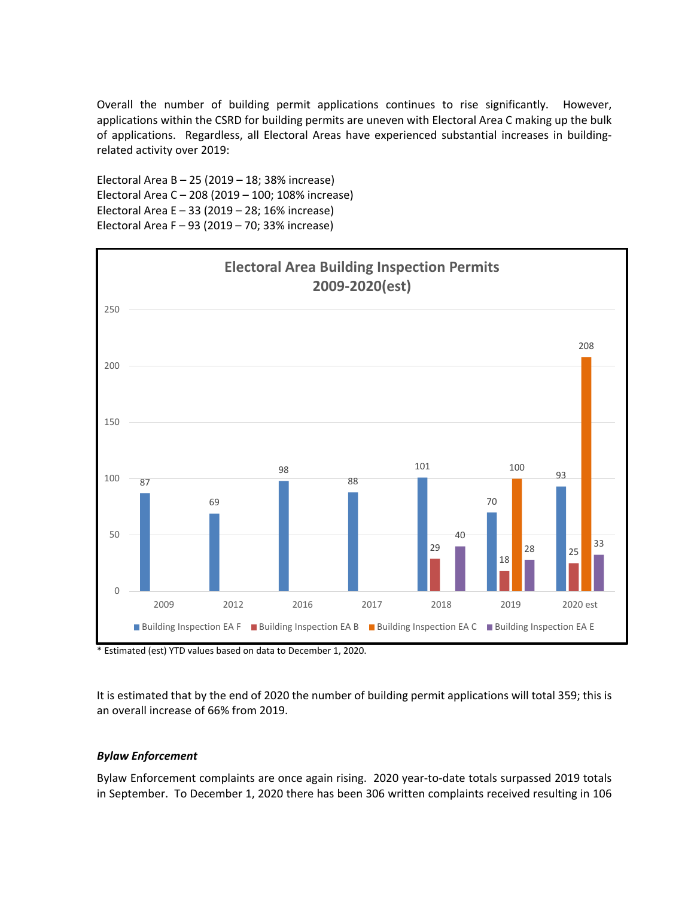Overall the number of building permit applications continues to rise significantly. However, applications within the CSRD for building permits are uneven with Electoral Area C making up the bulk of applications. Regardless, all Electoral Areas have experienced substantial increases in building-related activity over 2019:

Electoral Area B – 25 (2019 – 18; 38% increase)
Electoral Area C – 208 (2019 – 100; 108% increase)
Electoral Area E – 33 (2019 – 28; 16% increase)
Electoral Area F – 93 (2019 – 70; 33% increase)

**Electoral Area Building Inspection Permits 2009-2020(est)**

| Year | Building Inspection EA F | Building Inspection EA B | Building Inspection EA C | Building Inspection EA E |
|---|---|---|---|---|
| 2009 | 87 | | | |
| 2012 | 69 | | | |
| 2016 | 98 | | | |
| 2017 | 88 | | | |
| 2018 | 101 | 29 | | 40 |
| 2019 | 70 | 18 | 100 | 28 |
| 2020 est | 93 | 25 | 208 | 33 |

* Estimated (est) YTD values based on data to December 1, 2020.

It is estimated that by the end of 2020 the number of building permit applications will total 359; this is an overall increase of 66% from 2019.

***Bylaw Enforcement***

Bylaw Enforcement complaints are once again rising. 2020 year-to-date totals surpassed 2019 totals in September. To December 1, 2020 there has been 306 written complaints received resulting in 106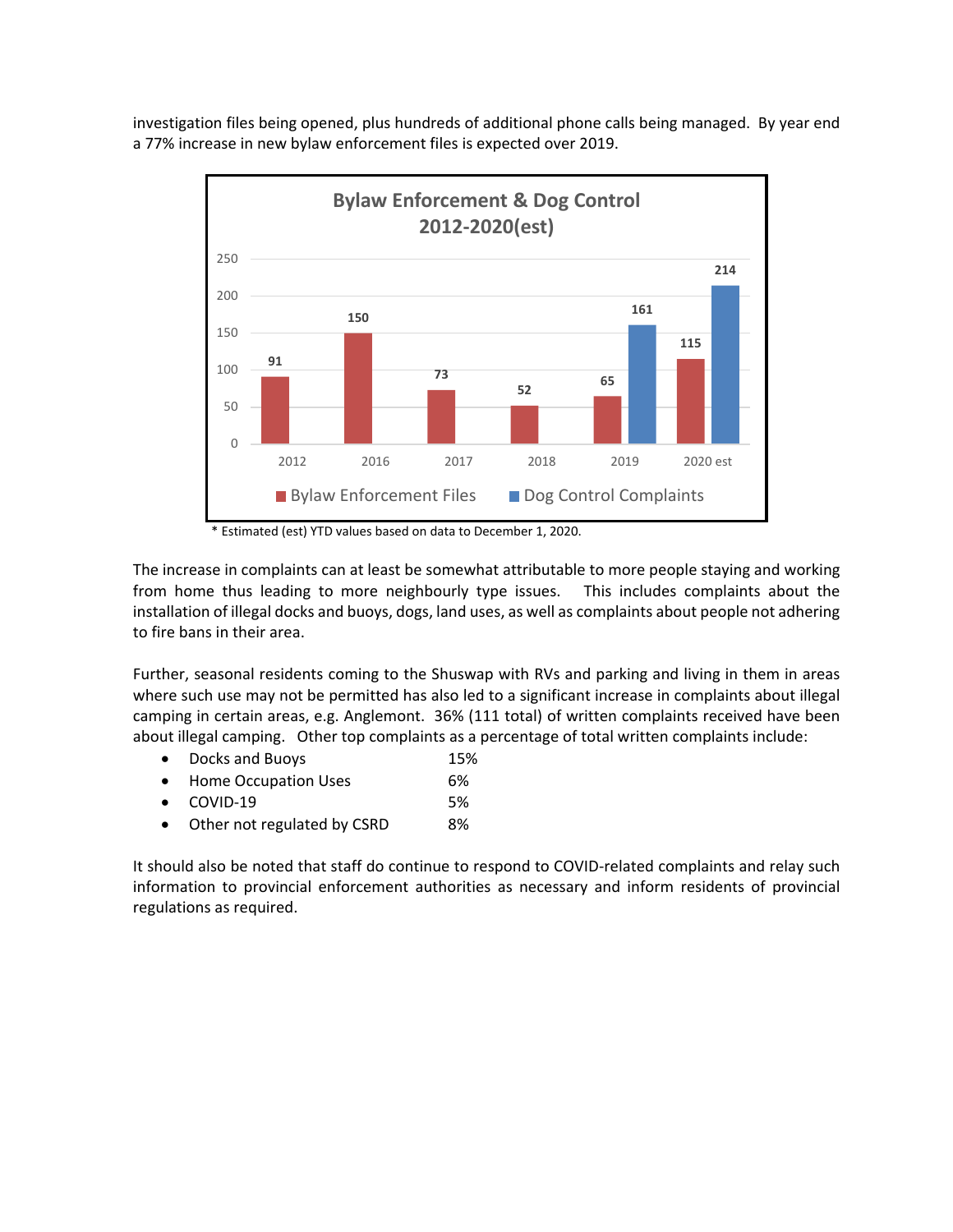investigation files being opened, plus hundreds of additional phone calls being managed. By year end a 77% increase in new bylaw enforcement files is expected over 2019.

Bylaw Enforcement & Dog Control
2012-2020(est)

250
200
150
100
50
0

91
150
73
52
65
161
115
214

2012
2016
2017
2018
2019
2020 est

Bylaw Enforcement Files
Dog Control Complaints

\* Estimated (est) YTD values based on data to December 1, 2020.

The increase in complaints can at least be somewhat attributable to more people staying and working from home thus leading to more neighbourly type issues. This includes complaints about the installation of illegal docks and buoys, dogs, land uses, as well as complaints about people not adhering to fire bans in their area.

Further, seasonal residents coming to the Shuswap with RVs and parking and living in them in areas where such use may not be permitted has also led to a significant increase in complaints about illegal camping in certain areas, e.g. Anglemont. 36% (111 total) of written complaints received have been about illegal camping. Other top complaints as a percentage of total written complaints include:

- Docks and Buoys 15%
- Home Occupation Uses 6%
- COVID-19 5%
- Other not regulated by CSRD 8%

It should also be noted that staff do continue to respond to COVID-related complaints and relay such information to provincial enforcement authorities as necessary and inform residents of provincial regulations as required.